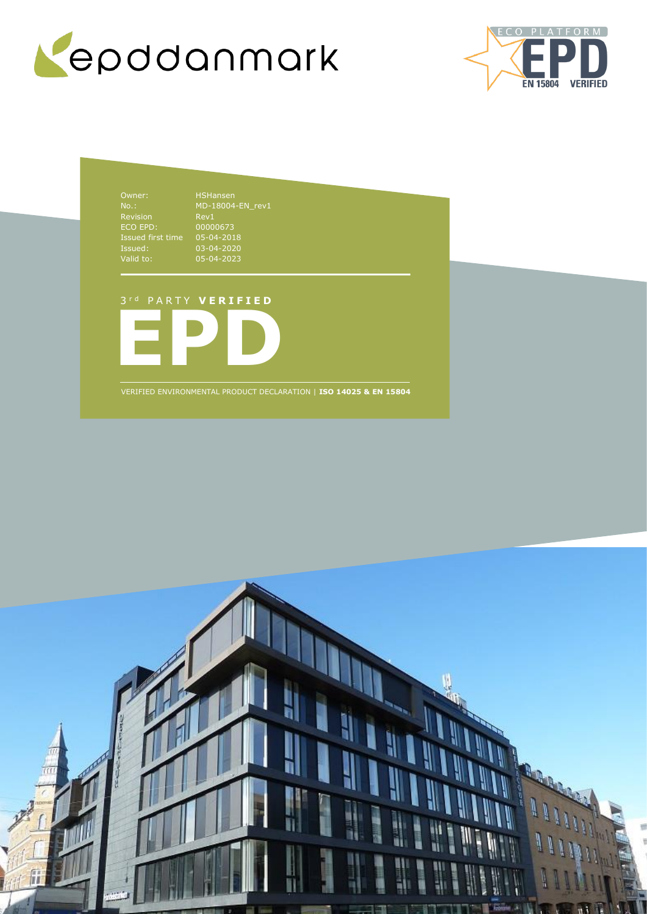| | |
|---|---|
| Owner: | HSHansen |
| No.: | MD-18004-EN_rev1 |
| Revision | Rev1 |
| ECO EPD: | 00000673 |
| Issued first time | 05-04-2018 |
| Issued: | 03-04-2020 |
| Valid to: | 05-04-2023 |

3[rd] PARTY **VERIFIED**

# EPD

VERIFIED ENVIRONMENTAL PRODUCT DECLARATION | **ISO 14025 & EN 15804**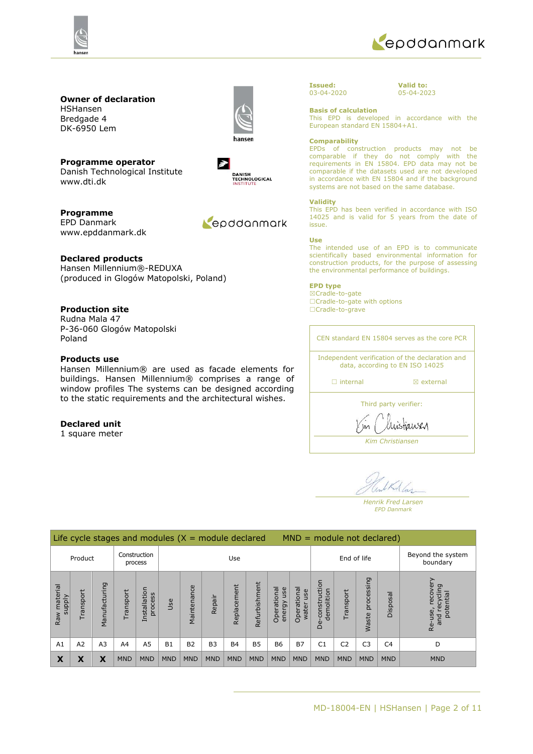**Owner of declaration**
HSHansen
Bredgade 4
DK-6950 Lem

**Programme operator**
Danish Technological Institute
www.dti.dk

**Programme**
EPD Danmark
www.epddanmark.dk

**Declared products**
Hansen Millennium®-REDUXA
(produced in Glogów Matopolski, Poland)

**Production site**
Rudna Mala 47
P-36-060 Glogów Matopolski
Poland

**Products use**
Hansen Millennium® are used as facade elements for buildings. Hansen Millennium® comprises a range of window profiles The systems can be designed according to the static requirements and the architectural wishes.

**Declared unit**
1 square meter

**Issued:**
03-04-2020

**Valid to:**
05-04-2023

**Basis of calculation**
This EPD is developed in accordance with the European standard EN 15804+A1.

**Comparability**
EPDs of construction products may not be comparable if they do not comply with the requirements in EN 15804. EPD data may not be comparable if the datasets used are not developed in accordance with EN 15804 and if the background systems are not based on the same database.

**Validity**
This EPD has been verified in accordance with ISO 14025 and is valid for 5 years from the date of issue.

**Use**
The intended use of an EPD is to communicate scientifically based environmental information for construction products, for the purpose of assessing the environmental performance of buildings.

**EPD type**
☒Cradle-to-gate
☐Cradle-to-gate with options
☐Cradle-to-grave

CEN standard EN 15804 serves as the core PCR

Independent verification of the declaration and data, according to EN ISO 14025

☐ internal ☒ external

Third party verifier:

*Kim Christiansen*

*Henrik Fred Larsen*
*EPD Danmark*

| Life cycle stages and modules (X = module declared MND = module not declared) | | | | | | | | | | | | | | | | |
|---|---|---|---|---|---|---|---|---|---|---|---|---|---|---|---|---|
| Product | | | Construction process | | Use | | | | | | | End of life | | | | Beyond the system boundary |
| Raw material supply | Transport | Manufacturing | Transport | Installation process | Use | Maintenance | Repair | Replacement | Refurbishment | Operational energy use | Operational water use | De-construction demolition | Transport | Waste processing | Disposal | Re-use, recovery and recycling potential |
| A1 | A2 | A3 | A4 | A5 | B1 | B2 | B3 | B4 | B5 | B6 | B7 | C1 | C2 | C3 | C4 | D |
| X | X | X | MND | MND | MND | MND | MND | MND | MND | MND | MND | MND | MND | MND | MND | MND |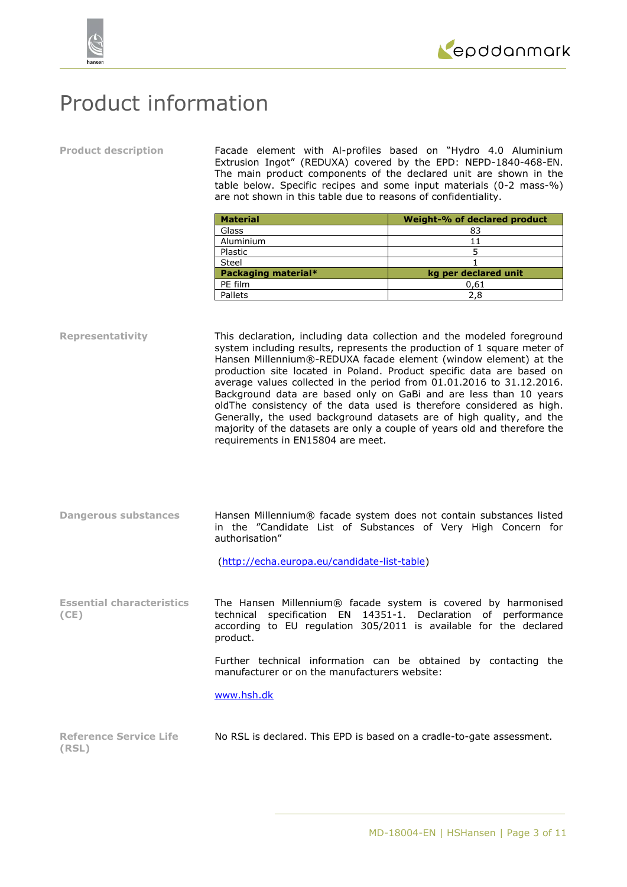# Product information

**Product description**

Facade element with Al-profiles based on "Hydro 4.0 Aluminium Extrusion Ingot" (REDUXA) covered by the EPD: NEPD-1840-468-EN. The main product components of the declared unit are shown in the table below. Specific recipes and some input materials (0-2 mass-%) are not shown in this table due to reasons of confidentiality.

| Material | Weight-% of declared product |
|---|---|
| Glass | 83 |
| Aluminium | 11 |
| Plastic | 5 |
| Steel | 1 |
| **Packaging material*** | **kg per declared unit** |
| PE film | 0,61 |
| Pallets | 2,8 |

**Representativity**

This declaration, including data collection and the modeled foreground system including results, represents the production of 1 square meter of Hansen Millennium®-REDUXA facade element (window element) at the production site located in Poland. Product specific data are based on average values collected in the period from 01.01.2016 to 31.12.2016. Background data are based only on GaBi and are less than 10 years oldThe consistency of the data used is therefore considered as high. Generally, the used background datasets are of high quality, and the majority of the datasets are only a couple of years old and therefore the requirements in EN15804 are meet.

**Dangerous substances**

Hansen Millennium® facade system does not contain substances listed in the "Candidate List of Substances of Very High Concern for authorisation"

(http://echa.europa.eu/candidate-list-table)

**Essential characteristics (CE)**

The Hansen Millennium® facade system is covered by harmonised technical specification EN 14351-1. Declaration of performance according to EU regulation 305/2011 is available for the declared product.

Further technical information can be obtained by contacting the manufacturer or on the manufacturers website:

www.hsh.dk

**Reference Service Life (RSL)**

No RSL is declared. This EPD is based on a cradle-to-gate assessment.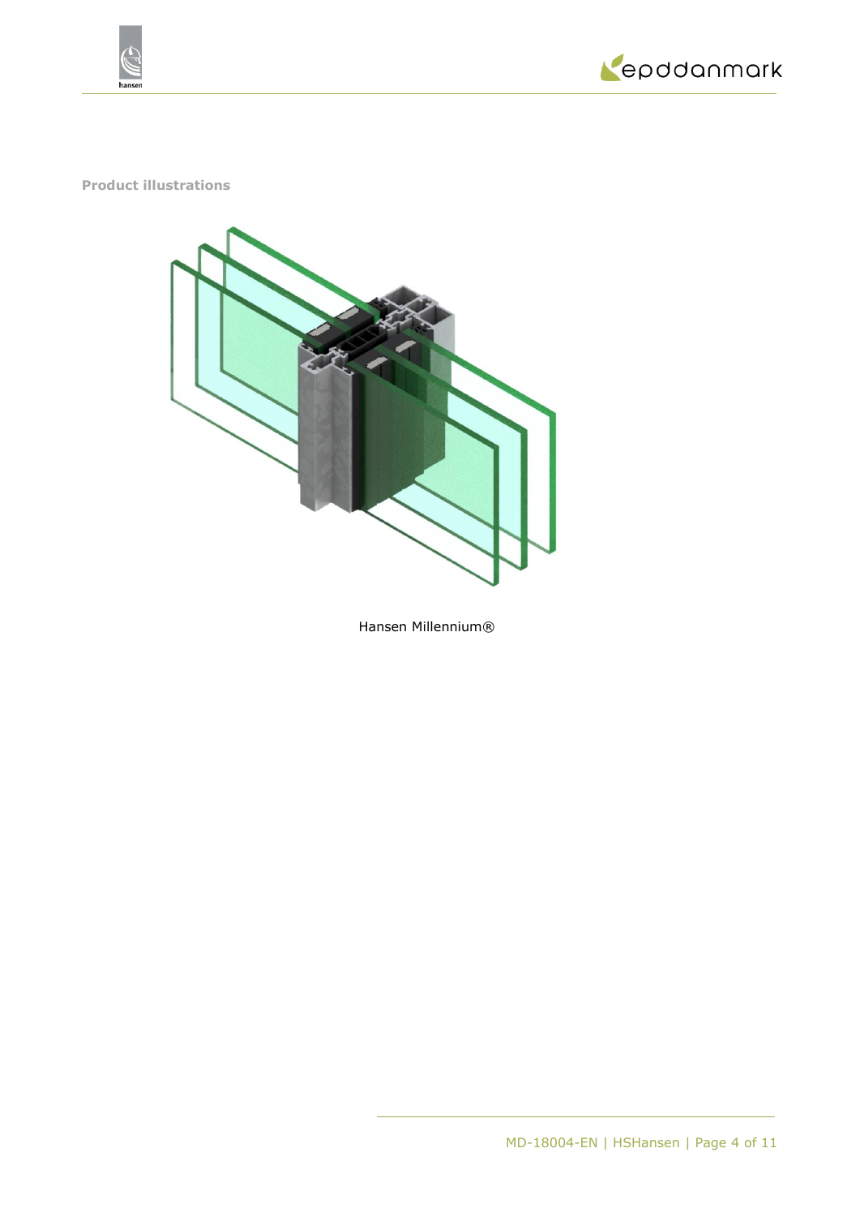**Product illustrations**

Hansen Millennium®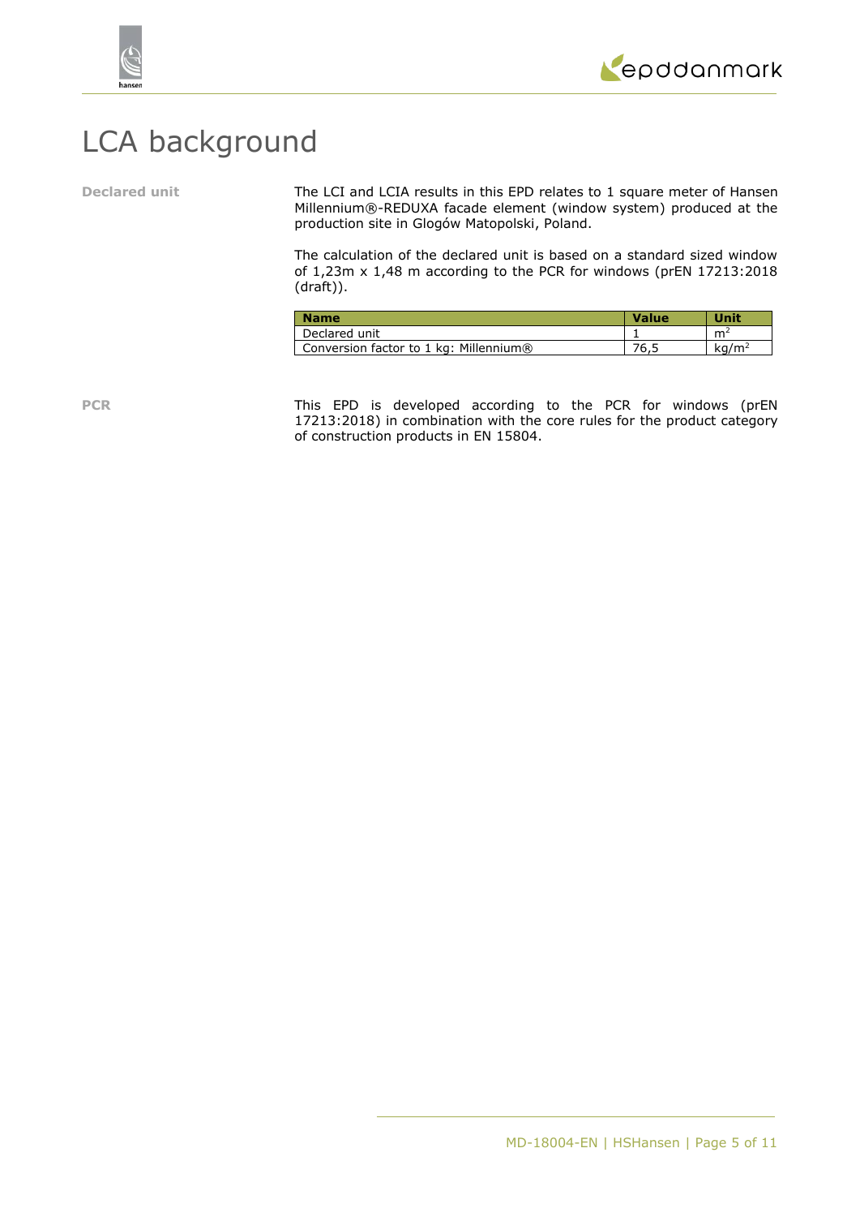# LCA background

**Declared unit**

The LCI and LCIA results in this EPD relates to 1 square meter of Hansen Millennium®-REDUXA facade element (window system) produced at the production site in Glogów Matopolski, Poland.

The calculation of the declared unit is based on a standard sized window of 1,23m x 1,48 m according to the PCR for windows (prEN 17213:2018 (draft)).

| Name | Value | Unit |
| --- | --- | --- |
| Declared unit | 1 | $m^2$ |
| Conversion factor to 1 kg: Millennium® | 76,5 | $kg/m^2$ |

**PCR**

This EPD is developed according to the PCR for windows (prEN 17213:2018) in combination with the core rules for the product category of construction products in EN 15804.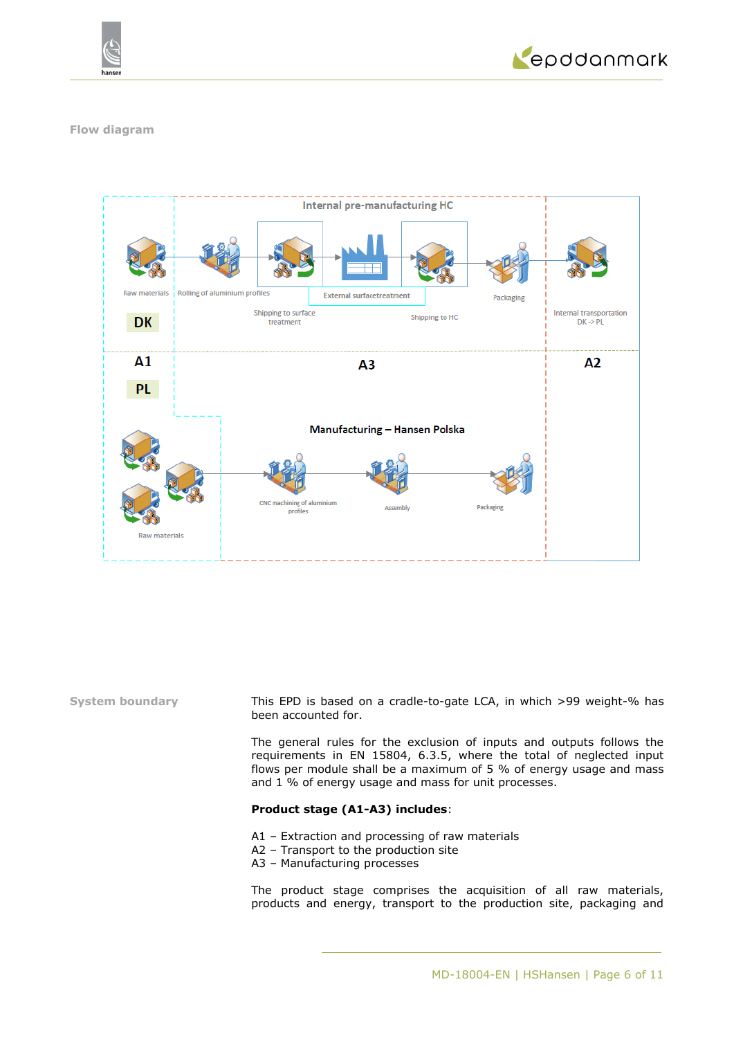**Flow diagram**

Internal pre-manufacturing HC

Raw materials | Rolling of aluminium profiles | Shipping to surface treatment | External surfacetreatment | Shipping to HC | Packaging | Internal transportation DK -> PL

DK

A1 | A3 | A2

PL

Manufacturing – Hansen Polska

Raw materials | CNC machining of aluminium profiles | Assembly | Packaging

**System boundary**

This EPD is based on a cradle-to-gate LCA, in which >99 weight-% has been accounted for.

The general rules for the exclusion of inputs and outputs follows the requirements in EN 15804, 6.3.5, where the total of neglected input flows per module shall be a maximum of 5 % of energy usage and mass and 1 % of energy usage and mass for unit processes.

**Product stage (A1-A3) includes**:

A1 – Extraction and processing of raw materials
A2 – Transport to the production site
A3 – Manufacturing processes

The product stage comprises the acquisition of all raw materials, products and energy, transport to the production site, packaging and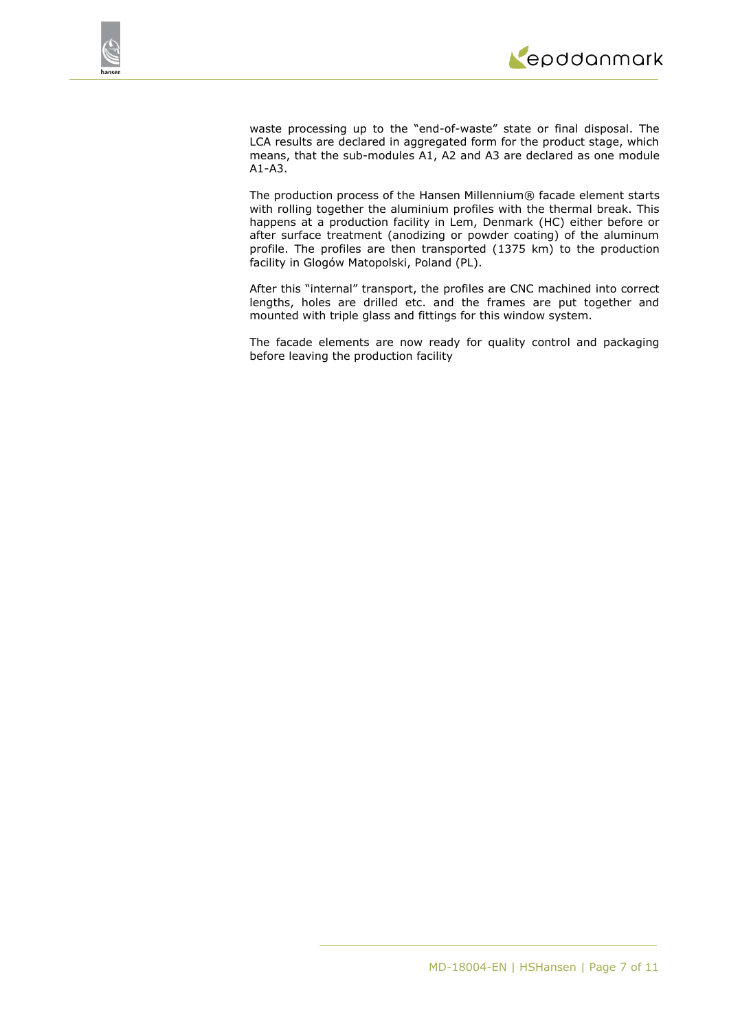waste processing up to the "end-of-waste" state or final disposal. The LCA results are declared in aggregated form for the product stage, which means, that the sub-modules A1, A2 and A3 are declared as one module A1-A3.

The production process of the Hansen Millennium® facade element starts with rolling together the aluminium profiles with the thermal break. This happens at a production facility in Lem, Denmark (HC) either before or after surface treatment (anodizing or powder coating) of the aluminum profile. The profiles are then transported (1375 km) to the production facility in Glogów Matopolski, Poland (PL).

After this "internal" transport, the profiles are CNC machined into correct lengths, holes are drilled etc. and the frames are put together and mounted with triple glass and fittings for this window system.

The facade elements are now ready for quality control and packaging before leaving the production facility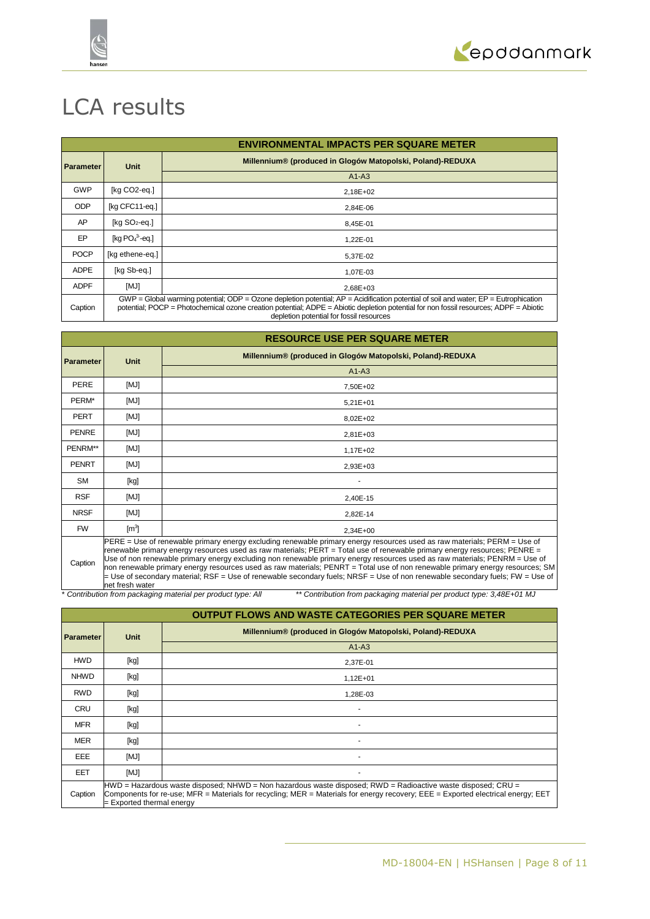# LCA results

| ENVIRONMENTAL IMPACTS PER SQUARE METER | | |
|---|---|---|
| Parameter | Unit | Millennium® (produced in Glogów Matopolski, Poland)-REDUXA |
| | | A1-A3 |
| GWP | [kg $CO_2$-eq.] | 2,18E+02 |
| ODP | [kg CFC11-eq.] | 2,84E-06 |
| AP | [kg $SO_2$-eq.] | 8,45E-01 |
| EP | [kg $PO_4^{3-}$-eq.] | 1,22E-01 |
| POCP | [kg ethene-eq.] | 5,37E-02 |
| ADPE | [kg Sb-eq.] | 1,07E-03 |
| ADPF | [MJ] | 2,68E+03 |
| Caption | GWP = Global warming potential; ODP = Ozone depletion potential; AP = Acidification potential of soil and water; EP = Eutrophication potential; POCP = Photochemical ozone creation potential; ADPE = Abiotic depletion potential for non fossil resources; ADPF = Abiotic depletion potential for fossil resources | |

| RESOURCE USE PER SQUARE METER | | |
|---|---|---|
| Parameter | Unit | Millennium® (produced in Glogów Matopolski, Poland)-REDUXA |
| | | A1-A3 |
| PERE | [MJ] | 7,50E+02 |
| PERM* | [MJ] | 5,21E+01 |
| PERT | [MJ] | 8,02E+02 |
| PENRE | [MJ] | 2,81E+03 |
| PENRM** | [MJ] | 1,17E+02 |
| PENRT | [MJ] | 2,93E+03 |
| SM | [kg] | - |
| RSF | [MJ] | 2,40E-15 |
| NRSF | [MJ] | 2,82E-14 |
| FW | [$m^3$] | 2,34E+00 |
| Caption | PERE = Use of renewable primary energy excluding renewable primary energy resources used as raw materials; PERM = Use of renewable primary energy resources used as raw materials; PERT = Total use of renewable primary energy resources; PENRE = Use of non renewable primary energy excluding non renewable primary energy resources used as raw materials; PENRM = Use of non renewable primary energy resources used as raw materials; PENRT = Total use of non renewable primary energy resources; SM = Use of secondary material; RSF = Use of renewable secondary fuels; NRSF = Use of non renewable secondary fuels; FW = Use of net fresh water | |

*\* Contribution from packaging material per product type: All* *\*\* Contribution from packaging material per product type: 3,48E+01 MJ*

| OUTPUT FLOWS AND WASTE CATEGORIES PER SQUARE METER | | |
|---|---|---|
| Parameter | Unit | Millennium® (produced in Glogów Matopolski, Poland)-REDUXA |
| | | A1-A3 |
| HWD | [kg] | 2,37E-01 |
| NHWD | [kg] | 1,12E+01 |
| RWD | [kg] | 1,28E-03 |
| CRU | [kg] | - |
| MFR | [kg] | - |
| MER | [kg] | - |
| EEE | [MJ] | - |
| EET | [MJ] | - |
| Caption | HWD = Hazardous waste disposed; NHWD = Non hazardous waste disposed; RWD = Radioactive waste disposed; CRU = Components for re-use; MFR = Materials for recycling; MER = Materials for energy recovery; EEE = Exported electrical energy; EET = Exported thermal energy | |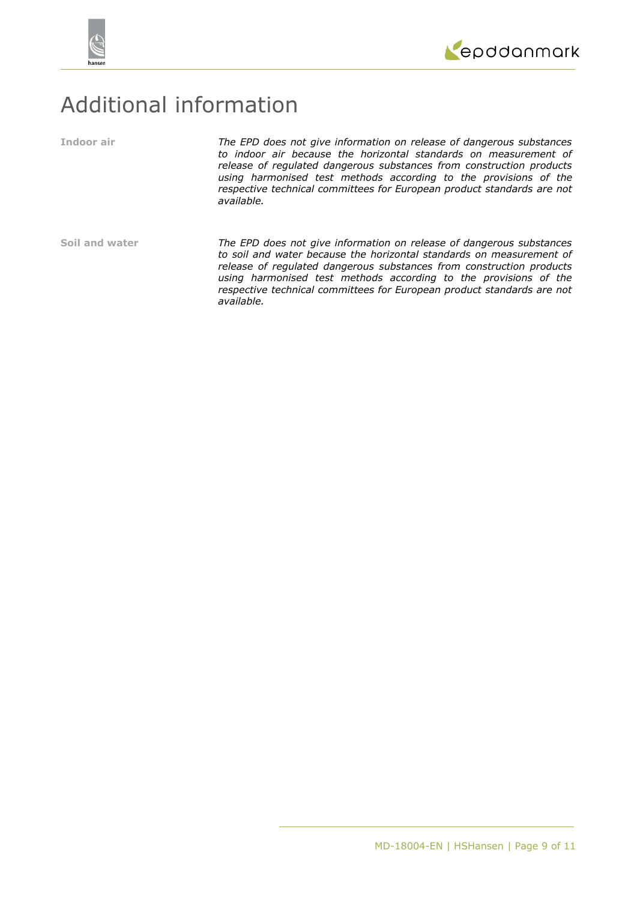# Additional information

**Indoor air**

*The EPD does not give information on release of dangerous substances to indoor air because the horizontal standards on measurement of release of regulated dangerous substances from construction products using harmonised test methods according to the provisions of the respective technical committees for European product standards are not available.*

**Soil and water**

*The EPD does not give information on release of dangerous substances to soil and water because the horizontal standards on measurement of release of regulated dangerous substances from construction products using harmonised test methods according to the provisions of the respective technical committees for European product standards are not available.*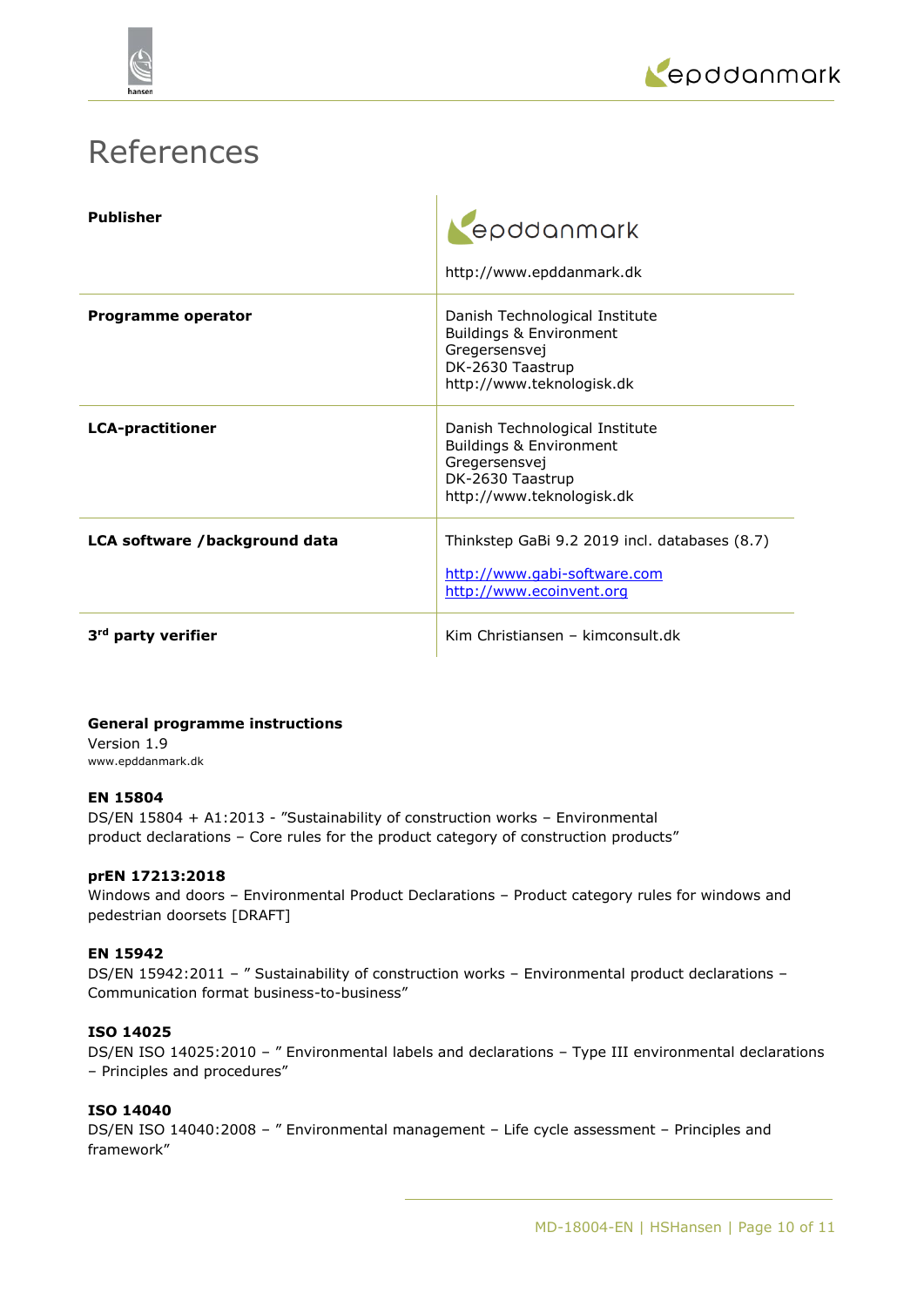# References

| | |
|---|---|
| **Publisher** | epddanmark<br>http://www.epddanmark.dk |
| **Programme operator** | Danish Technological Institute<br>Buildings & Environment<br>Gregersensvej<br>DK-2630 Taastrup<br>http://www.teknologisk.dk |
| **LCA-practitioner** | Danish Technological Institute<br>Buildings & Environment<br>Gregersensvej<br>DK-2630 Taastrup<br>http://www.teknologisk.dk |
| **LCA software /background data** | Thinkstep GaBi 9.2 2019 incl. databases (8.7)<br>http://www.gabi-software.com<br>http://www.ecoinvent.org |
| **3rd party verifier** | Kim Christiansen – kimconsult.dk |

**General programme instructions**
Version 1.9
www.epddanmark.dk

**EN 15804**
DS/EN 15804 + A1:2013 - "Sustainability of construction works – Environmental product declarations – Core rules for the product category of construction products"

**prEN 17213:2018**
Windows and doors – Environmental Product Declarations – Product category rules for windows and pedestrian doorsets [DRAFT]

**EN 15942**
DS/EN 15942:2011 – " Sustainability of construction works – Environmental product declarations – Communication format business-to-business"

**ISO 14025**
DS/EN ISO 14025:2010 – " Environmental labels and declarations – Type III environmental declarations – Principles and procedures"

**ISO 14040**
DS/EN ISO 14040:2008 – " Environmental management – Life cycle assessment – Principles and framework"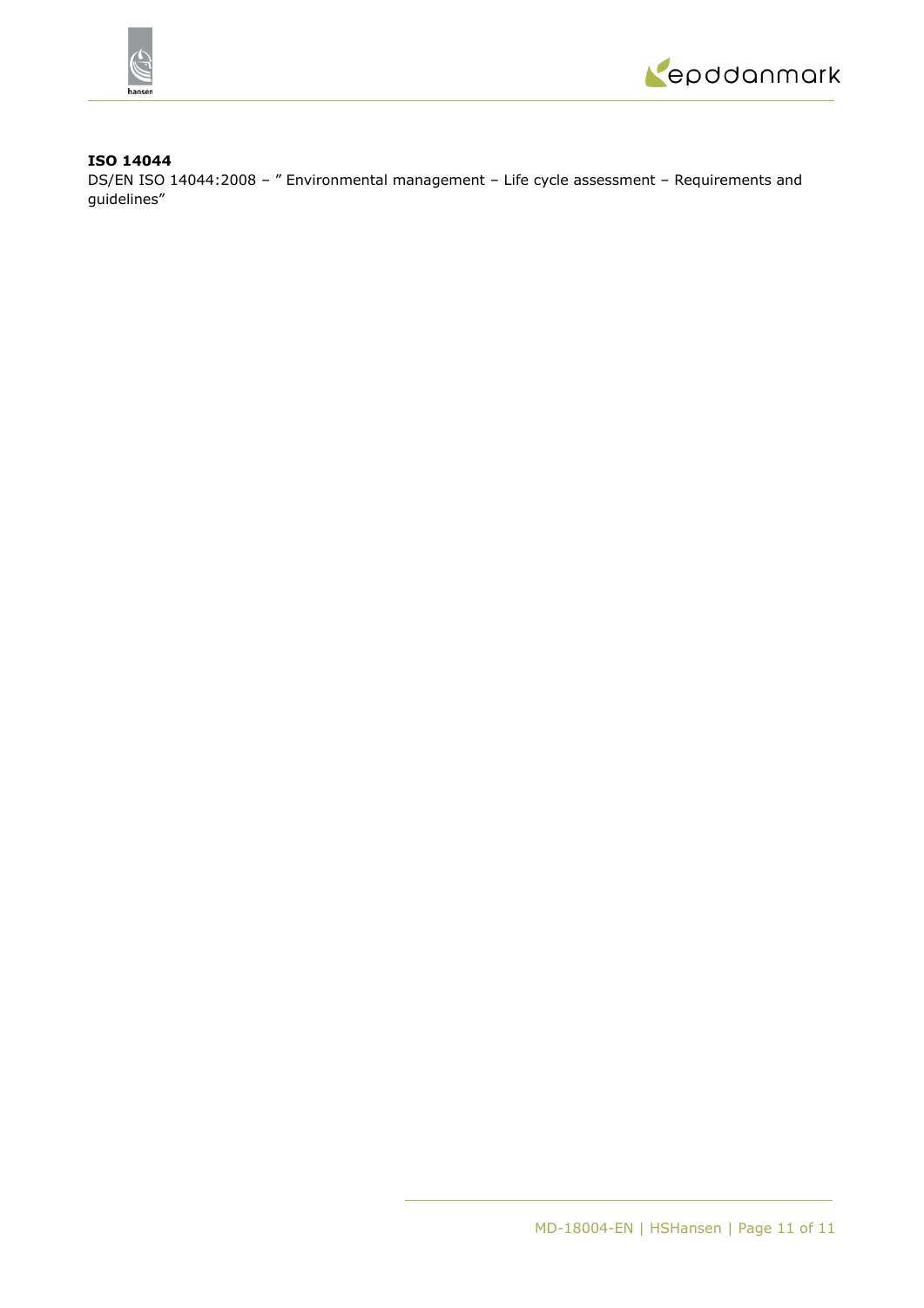**ISO 14044**

DS/EN ISO 14044:2008 – " Environmental management – Life cycle assessment – Requirements and guidelines"